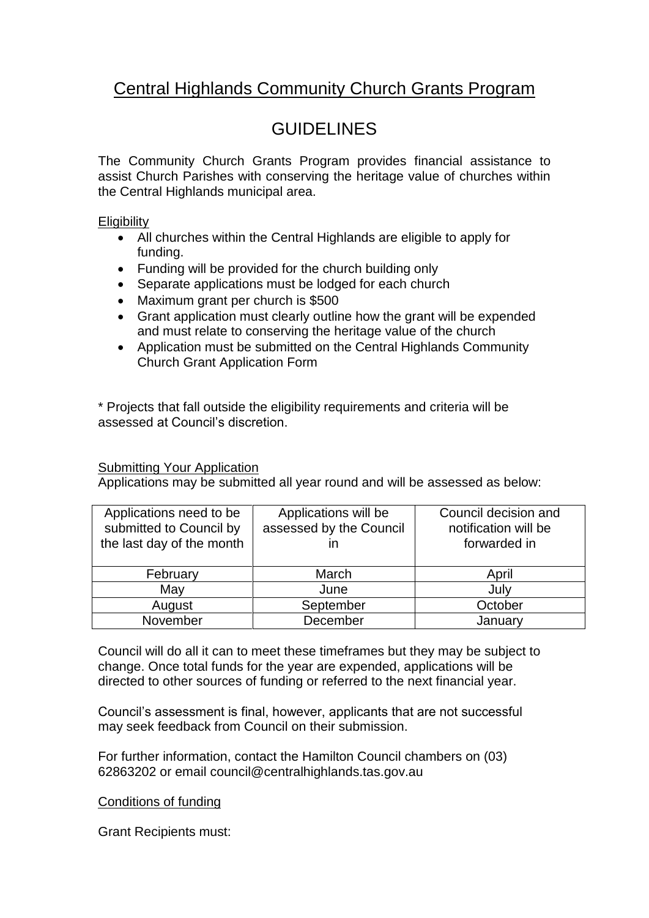# Central Highlands Community Church Grants Program

## GUIDELINES

The Community Church Grants Program provides financial assistance to assist Church Parishes with conserving the heritage value of churches within the Central Highlands municipal area.

### Eligibility

- All churches within the Central Highlands are eligible to apply for funding.
- Funding will be provided for the church building only
- Separate applications must be lodged for each church
- Maximum grant per church is $500
- Grant application must clearly outline how the grant will be expended and must relate to conserving the heritage value of the church
- Application must be submitted on the Central Highlands Community Church Grant Application Form

* Projects that fall outside the eligibility requirements and criteria will be assessed at Council's discretion.

### Submitting Your Application

Applications may be submitted all year round and will be assessed as below:

| Applications need to be submitted to Council by the last day of the month | Applications will be assessed by the Council in | Council decision and notification will be forwarded in |
|---|---|---|
| February | March | April |
| May | June | July |
| August | September | October |
| November | December | January |

Council will do all it can to meet these timeframes but they may be subject to change. Once total funds for the year are expended, applications will be directed to other sources of funding or referred to the next financial year.

Council's assessment is final, however, applicants that are not successful may seek feedback from Council on their submission.

For further information, contact the Hamilton Council chambers on (03) 62863202 or email council@centralhighlands.tas.gov.au

### Conditions of funding

Grant Recipients must: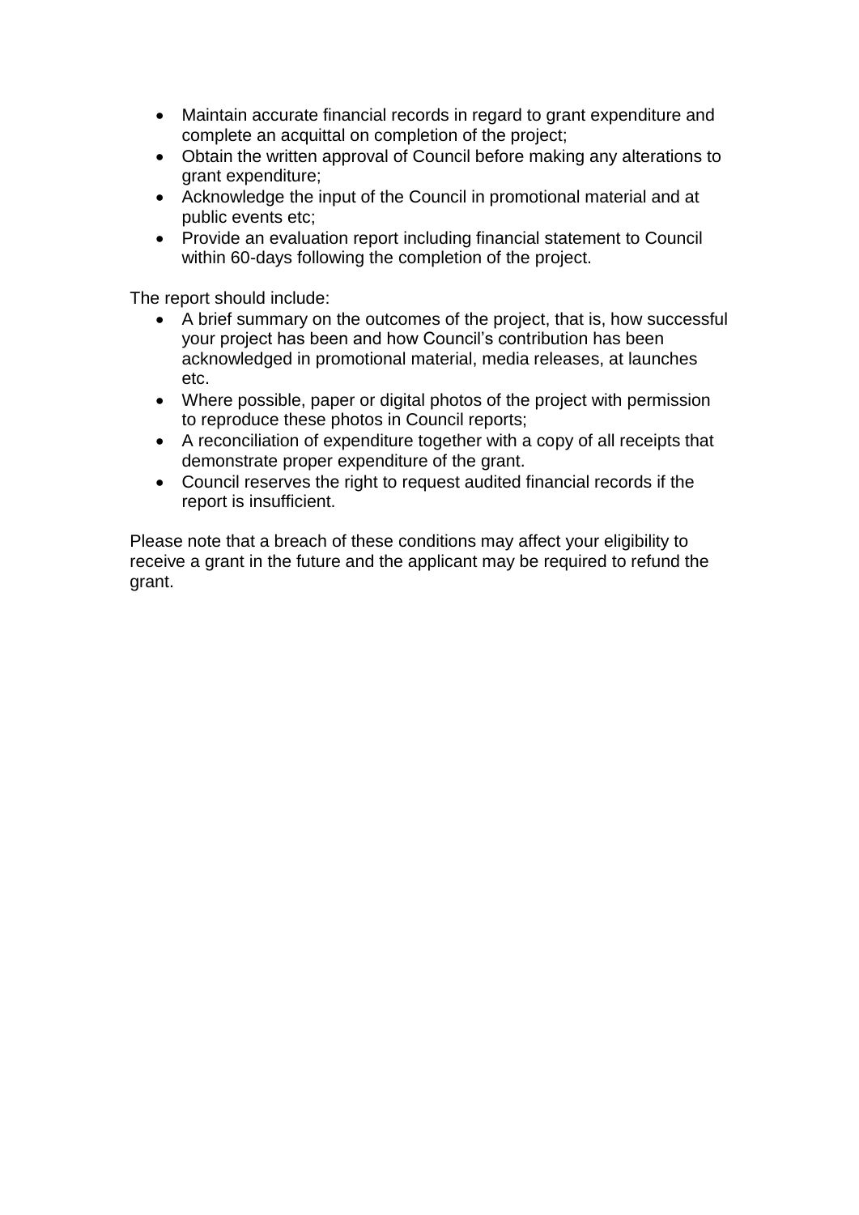- Maintain accurate financial records in regard to grant expenditure and complete an acquittal on completion of the project;
- Obtain the written approval of Council before making any alterations to grant expenditure;
- Acknowledge the input of the Council in promotional material and at public events etc;
- Provide an evaluation report including financial statement to Council within 60-days following the completion of the project.

The report should include:

- A brief summary on the outcomes of the project, that is, how successful your project has been and how Council's contribution has been acknowledged in promotional material, media releases, at launches etc.
- Where possible, paper or digital photos of the project with permission to reproduce these photos in Council reports;
- A reconciliation of expenditure together with a copy of all receipts that demonstrate proper expenditure of the grant.
- Council reserves the right to request audited financial records if the report is insufficient.

Please note that a breach of these conditions may affect your eligibility to receive a grant in the future and the applicant may be required to refund the grant.